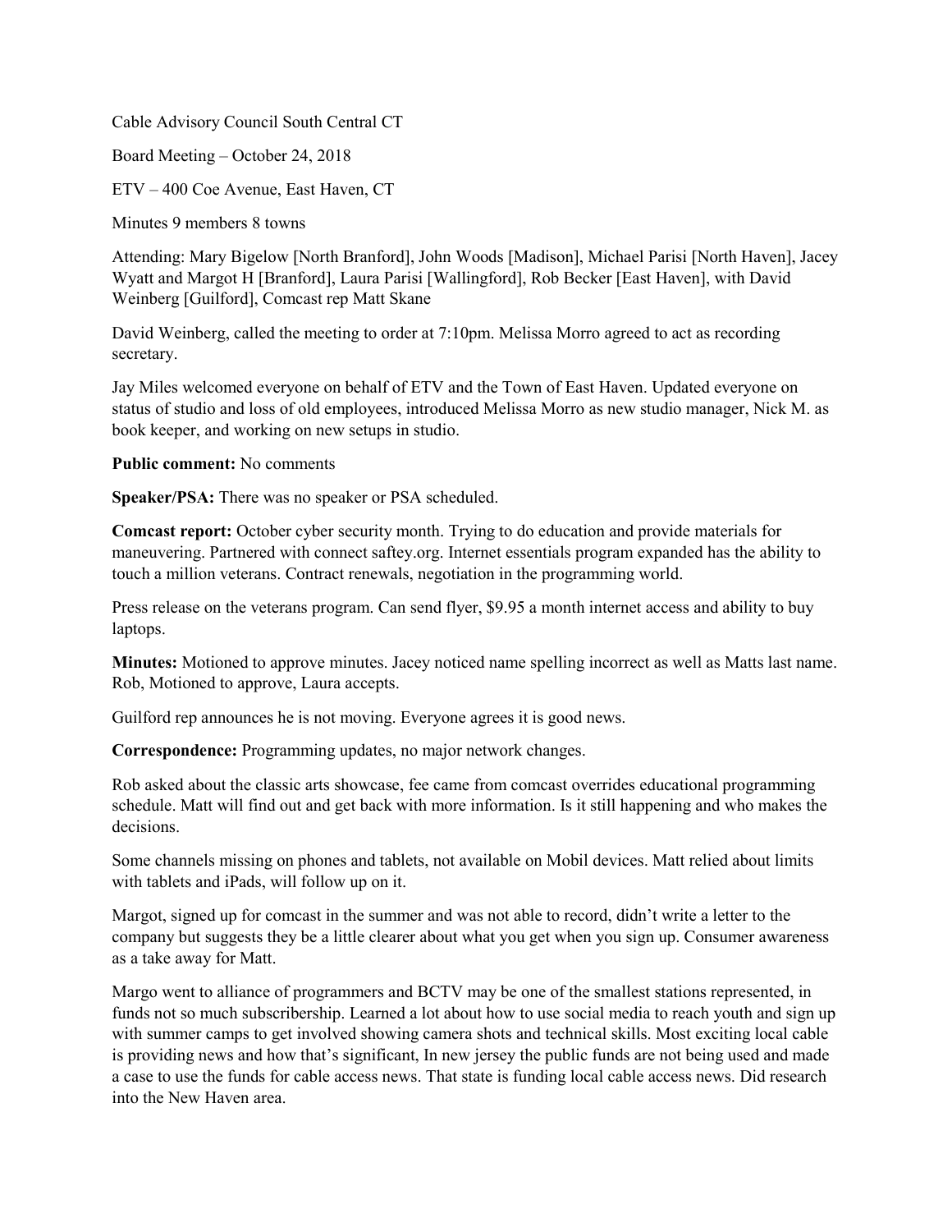Cable Advisory Council South Central CT

Board Meeting – October 24, 2018

ETV – 400 Coe Avenue, East Haven, CT

Minutes 9 members 8 towns

Attending: Mary Bigelow [North Branford], John Woods [Madison], Michael Parisi [North Haven], Jacey Wyatt and Margot H [Branford], Laura Parisi [Wallingford], Rob Becker [East Haven], with David Weinberg [Guilford], Comcast rep Matt Skane

David Weinberg, called the meeting to order at 7:10pm. Melissa Morro agreed to act as recording secretary.

Jay Miles welcomed everyone on behalf of ETV and the Town of East Haven. Updated everyone on status of studio and loss of old employees, introduced Melissa Morro as new studio manager, Nick M. as book keeper, and working on new setups in studio.

**Public comment:** No comments

**Speaker/PSA:** There was no speaker or PSA scheduled.

**Comcast report:** October cyber security month. Trying to do education and provide materials for maneuvering. Partnered with connect saftey.org. Internet essentials program expanded has the ability to touch a million veterans. Contract renewals, negotiation in the programming world.

Press release on the veterans program. Can send flyer, $9.95 a month internet access and ability to buy laptops.

**Minutes:** Motioned to approve minutes. Jacey noticed name spelling incorrect as well as Matts last name. Rob, Motioned to approve, Laura accepts.

Guilford rep announces he is not moving. Everyone agrees it is good news.

**Correspondence:** Programming updates, no major network changes.

Rob asked about the classic arts showcase, fee came from comcast overrides educational programming schedule. Matt will find out and get back with more information. Is it still happening and who makes the decisions.

Some channels missing on phones and tablets, not available on Mobil devices. Matt relied about limits with tablets and iPads, will follow up on it.

Margot, signed up for comcast in the summer and was not able to record, didn't write a letter to the company but suggests they be a little clearer about what you get when you sign up. Consumer awareness as a take away for Matt.

Margo went to alliance of programmers and BCTV may be one of the smallest stations represented, in funds not so much subscribership. Learned a lot about how to use social media to reach youth and sign up with summer camps to get involved showing camera shots and technical skills. Most exciting local cable is providing news and how that's significant, In new jersey the public funds are not being used and made a case to use the funds for cable access news. That state is funding local cable access news. Did research into the New Haven area.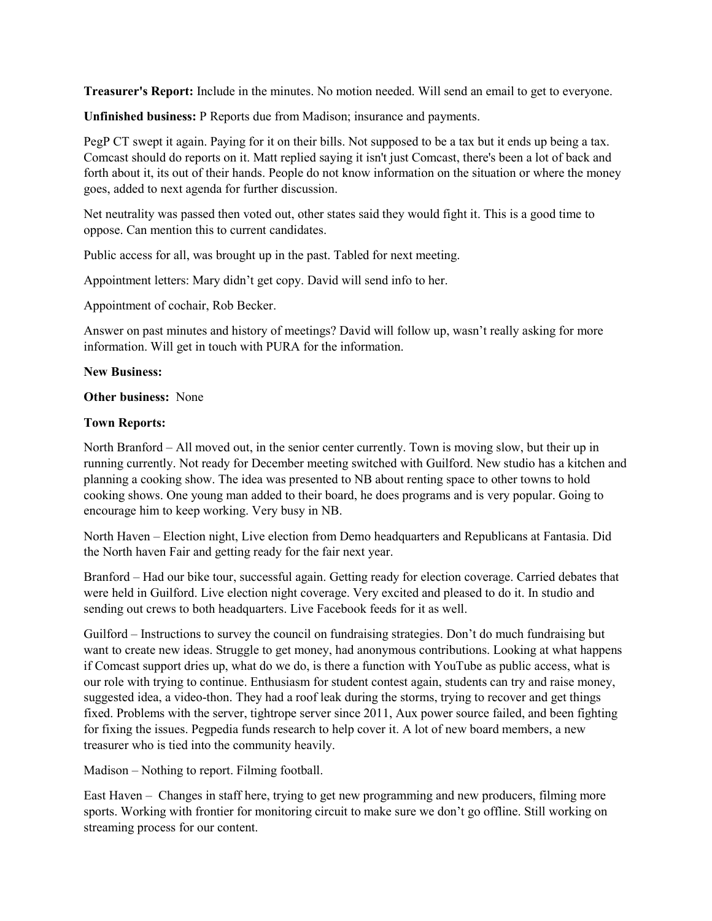**Treasurer's Report:** Include in the minutes. No motion needed. Will send an email to get to everyone.

**Unfinished business:** P Reports due from Madison; insurance and payments.

PegP CT swept it again. Paying for it on their bills. Not supposed to be a tax but it ends up being a tax. Comcast should do reports on it. Matt replied saying it isn't just Comcast, there's been a lot of back and forth about it, its out of their hands. People do not know information on the situation or where the money goes, added to next agenda for further discussion.

Net neutrality was passed then voted out, other states said they would fight it. This is a good time to oppose. Can mention this to current candidates.

Public access for all, was brought up in the past. Tabled for next meeting.

Appointment letters: Mary didn't get copy. David will send info to her.

Appointment of cochair, Rob Becker.

Answer on past minutes and history of meetings? David will follow up, wasn't really asking for more information. Will get in touch with PURA for the information.

**New Business:**

**Other business:** None

**Town Reports:**

North Branford – All moved out, in the senior center currently. Town is moving slow, but their up in running currently. Not ready for December meeting switched with Guilford. New studio has a kitchen and planning a cooking show. The idea was presented to NB about renting space to other towns to hold cooking shows. One young man added to their board, he does programs and is very popular. Going to encourage him to keep working. Very busy in NB.

North Haven – Election night, Live election from Demo headquarters and Republicans at Fantasia. Did the North haven Fair and getting ready for the fair next year.

Branford – Had our bike tour, successful again. Getting ready for election coverage. Carried debates that were held in Guilford. Live election night coverage. Very excited and pleased to do it. In studio and sending out crews to both headquarters. Live Facebook feeds for it as well.

Guilford – Instructions to survey the council on fundraising strategies. Don't do much fundraising but want to create new ideas. Struggle to get money, had anonymous contributions. Looking at what happens if Comcast support dries up, what do we do, is there a function with YouTube as public access, what is our role with trying to continue. Enthusiasm for student contest again, students can try and raise money, suggested idea, a video-thon. They had a roof leak during the storms, trying to recover and get things fixed. Problems with the server, tightrope server since 2011, Aux power source failed, and been fighting for fixing the issues. Pegpedia funds research to help cover it. A lot of new board members, a new treasurer who is tied into the community heavily.

Madison – Nothing to report. Filming football.

East Haven – Changes in staff here, trying to get new programming and new producers, filming more sports. Working with frontier for monitoring circuit to make sure we don't go offline. Still working on streaming process for our content.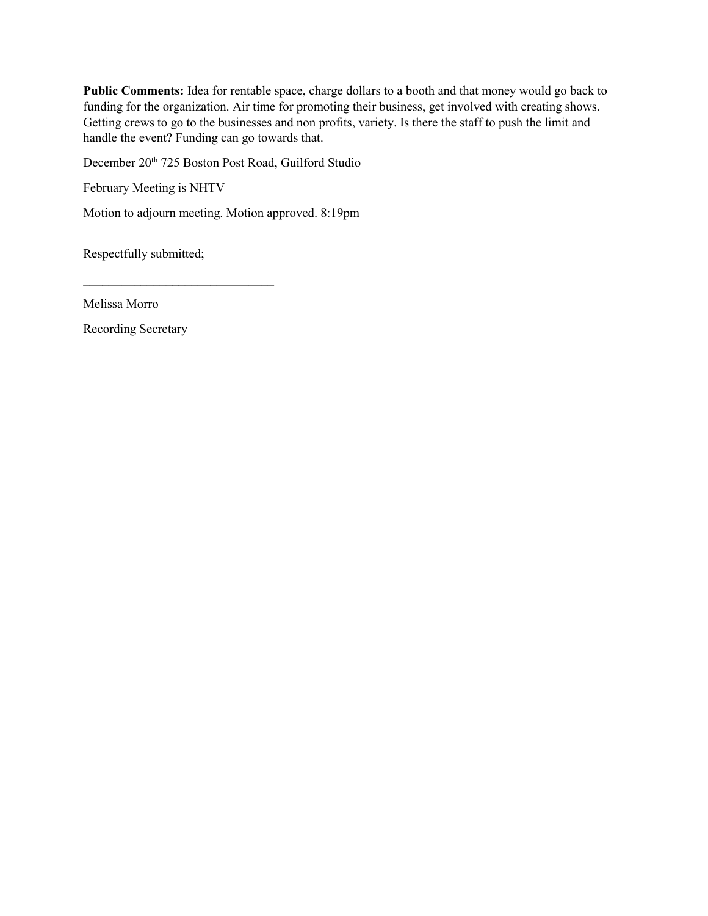**Public Comments:** Idea for rentable space, charge dollars to a booth and that money would go back to funding for the organization. Air time for promoting their business, get involved with creating shows. Getting crews to go to the businesses and non profits, variety. Is there the staff to push the limit and handle the event? Funding can go towards that.

December 20th 725 Boston Post Road, Guilford Studio

February Meeting is NHTV

Motion to adjourn meeting. Motion approved. 8:19pm

Respectfully submitted;

______________________________

Melissa Morro

Recording Secretary